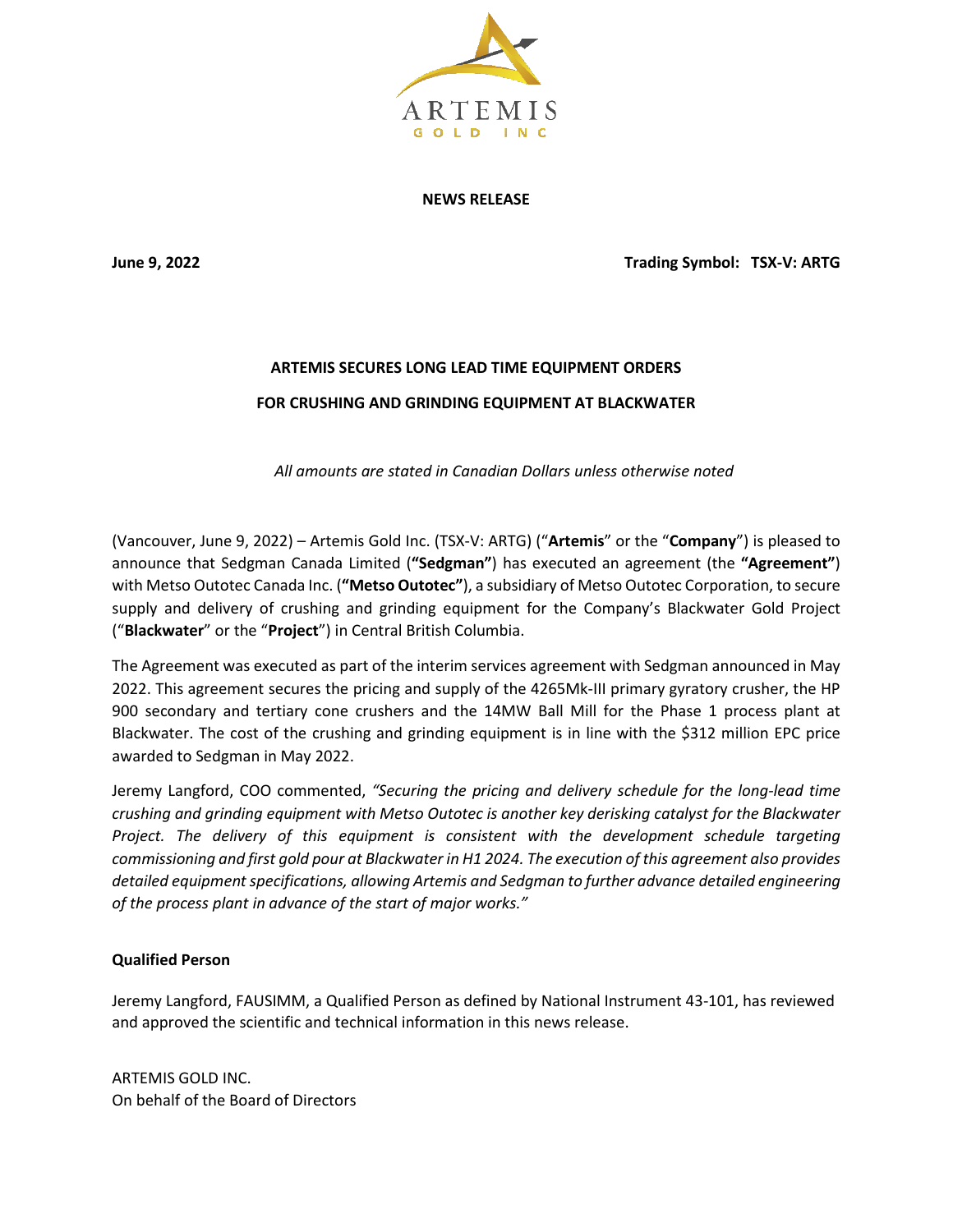ARTEMIS GOLD INC

**NEWS RELEASE**

**June 9, 2022** **Trading Symbol: TSX-V: ARTG**

# ARTEMIS SECURES LONG LEAD TIME EQUIPMENT ORDERS FOR CRUSHING AND GRINDING EQUIPMENT AT BLACKWATER

*All amounts are stated in Canadian Dollars unless otherwise noted*

(Vancouver, June 9, 2022) – Artemis Gold Inc. (TSX-V: ARTG) ("**Artemis**" or the "**Company**") is pleased to announce that Sedgman Canada Limited (**"Sedgman"**) has executed an agreement (the **"Agreement"**) with Metso Outotec Canada Inc. (**"Metso Outotec"**), a subsidiary of Metso Outotec Corporation, to secure supply and delivery of crushing and grinding equipment for the Company's Blackwater Gold Project ("**Blackwater**" or the "**Project**") in Central British Columbia.

The Agreement was executed as part of the interim services agreement with Sedgman announced in May 2022. This agreement secures the pricing and supply of the 4265Mk-III primary gyratory crusher, the HP 900 secondary and tertiary cone crushers and the 14MW Ball Mill for the Phase 1 process plant at Blackwater. The cost of the crushing and grinding equipment is in line with the $312 million EPC price awarded to Sedgman in May 2022.

Jeremy Langford, COO commented, *"Securing the pricing and delivery schedule for the long-lead time crushing and grinding equipment with Metso Outotec is another key derisking catalyst for the Blackwater Project. The delivery of this equipment is consistent with the development schedule targeting commissioning and first gold pour at Blackwater in H1 2024. The execution of this agreement also provides detailed equipment specifications, allowing Artemis and Sedgman to further advance detailed engineering of the process plant in advance of the start of major works."*

**Qualified Person**

Jeremy Langford, FAUSIMM, a Qualified Person as defined by National Instrument 43-101, has reviewed and approved the scientific and technical information in this news release.

ARTEMIS GOLD INC.
On behalf of the Board of Directors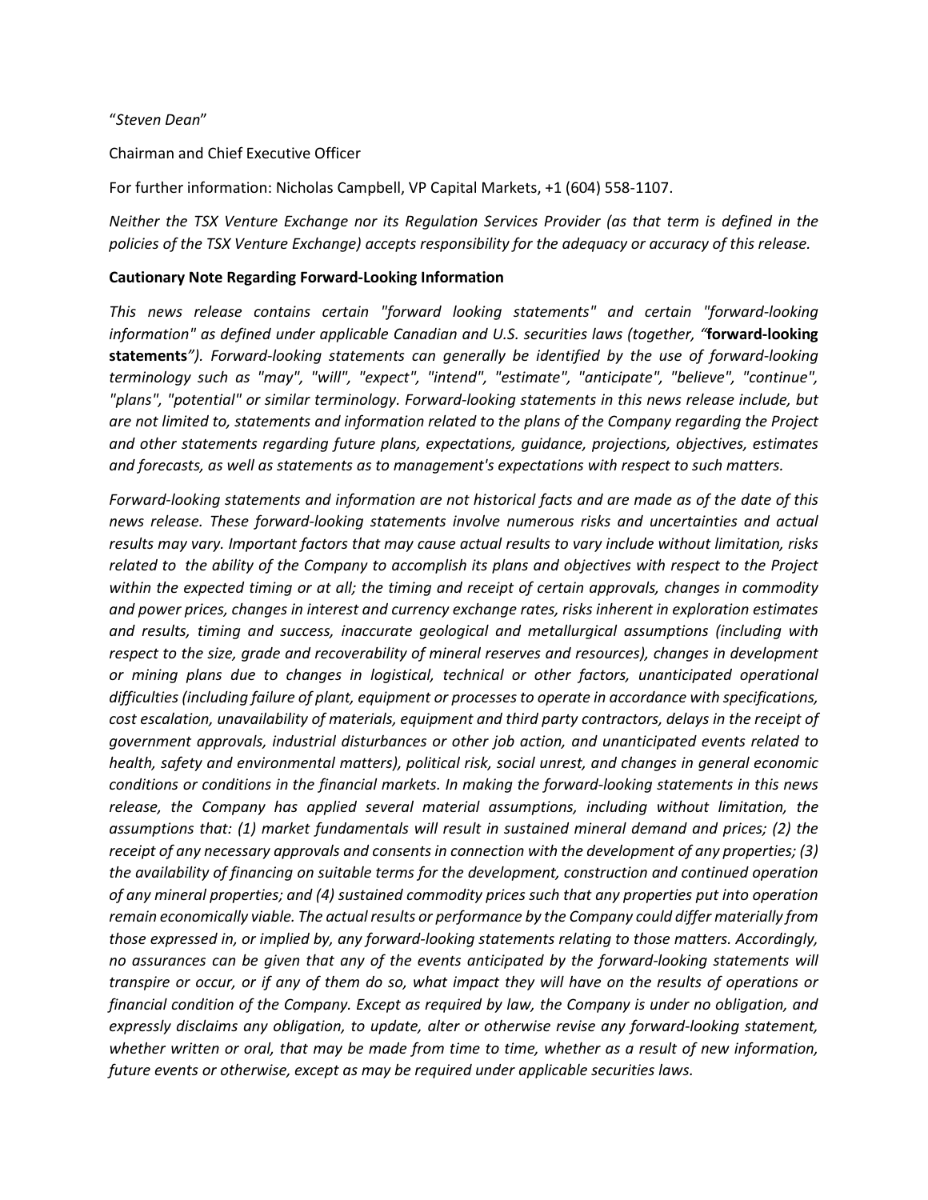"*Steven Dean*"

Chairman and Chief Executive Officer

For further information: Nicholas Campbell, VP Capital Markets, +1 (604) 558-1107.

*Neither the TSX Venture Exchange nor its Regulation Services Provider (as that term is defined in the policies of the TSX Venture Exchange) accepts responsibility for the adequacy or accuracy of this release.*

**Cautionary Note Regarding Forward-Looking Information**

*This news release contains certain "forward looking statements" and certain "forward-looking information" as defined under applicable Canadian and U.S. securities laws (together, "***forward-looking statements***"). Forward-looking statements can generally be identified by the use of forward-looking terminology such as "may", "will", "expect", "intend", "estimate", "anticipate", "believe", "continue", "plans", "potential" or similar terminology. Forward-looking statements in this news release include, but are not limited to, statements and information related to the plans of the Company regarding the Project and other statements regarding future plans, expectations, guidance, projections, objectives, estimates and forecasts, as well as statements as to management's expectations with respect to such matters.*

*Forward-looking statements and information are not historical facts and are made as of the date of this news release. These forward-looking statements involve numerous risks and uncertainties and actual results may vary. Important factors that may cause actual results to vary include without limitation, risks related to the ability of the Company to accomplish its plans and objectives with respect to the Project within the expected timing or at all; the timing and receipt of certain approvals, changes in commodity and power prices, changes in interest and currency exchange rates, risks inherent in exploration estimates and results, timing and success, inaccurate geological and metallurgical assumptions (including with respect to the size, grade and recoverability of mineral reserves and resources), changes in development or mining plans due to changes in logistical, technical or other factors, unanticipated operational difficulties (including failure of plant, equipment or processes to operate in accordance with specifications, cost escalation, unavailability of materials, equipment and third party contractors, delays in the receipt of government approvals, industrial disturbances or other job action, and unanticipated events related to health, safety and environmental matters), political risk, social unrest, and changes in general economic conditions or conditions in the financial markets. In making the forward-looking statements in this news release, the Company has applied several material assumptions, including without limitation, the assumptions that: (1) market fundamentals will result in sustained mineral demand and prices; (2) the receipt of any necessary approvals and consents in connection with the development of any properties; (3) the availability of financing on suitable terms for the development, construction and continued operation of any mineral properties; and (4) sustained commodity prices such that any properties put into operation remain economically viable. The actual results or performance by the Company could differ materially from those expressed in, or implied by, any forward-looking statements relating to those matters. Accordingly, no assurances can be given that any of the events anticipated by the forward-looking statements will transpire or occur, or if any of them do so, what impact they will have on the results of operations or financial condition of the Company. Except as required by law, the Company is under no obligation, and expressly disclaims any obligation, to update, alter or otherwise revise any forward-looking statement, whether written or oral, that may be made from time to time, whether as a result of new information, future events or otherwise, except as may be required under applicable securities laws.*